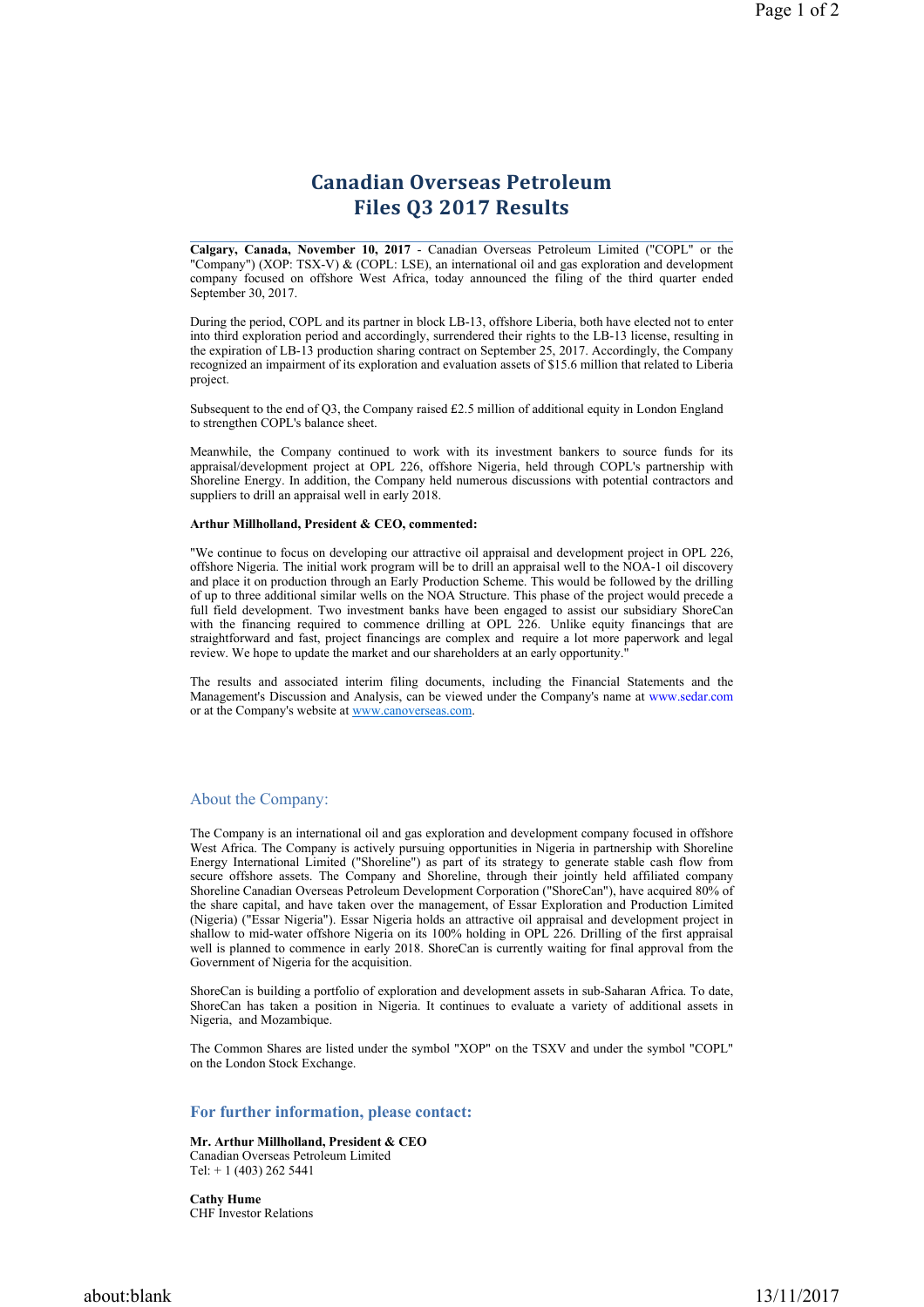# Canadian Overseas Petroleum Files Q3 2017 Results

**Calgary, Canada, November 10, 2017** - Canadian Overseas Petroleum Limited ("COPL" or the "Company") (XOP: TSX-V) & (COPL: LSE), an international oil and gas exploration and development company focused on offshore West Africa, today announced the filing of the third quarter ended September 30, 2017.

During the period, COPL and its partner in block LB-13, offshore Liberia, both have elected not to enter into third exploration period and accordingly, surrendered their rights to the LB-13 license, resulting in the expiration of LB-13 production sharing contract on September 25, 2017. Accordingly, the Company recognized an impairment of its exploration and evaluation assets of $15.6 million that related to Liberia project.

Subsequent to the end of Q3, the Company raised £2.5 million of additional equity in London England to strengthen COPL's balance sheet.

Meanwhile, the Company continued to work with its investment bankers to source funds for its appraisal/development project at OPL 226, offshore Nigeria, held through COPL's partnership with Shoreline Energy. In addition, the Company held numerous discussions with potential contractors and suppliers to drill an appraisal well in early 2018.

**Arthur Millholland, President & CEO, commented:**

"We continue to focus on developing our attractive oil appraisal and development project in OPL 226, offshore Nigeria. The initial work program will be to drill an appraisal well to the NOA-1 oil discovery and place it on production through an Early Production Scheme. This would be followed by the drilling of up to three additional similar wells on the NOA Structure. This phase of the project would precede a full field development. Two investment banks have been engaged to assist our subsidiary ShoreCan with the financing required to commence drilling at OPL 226. Unlike equity financings that are straightforward and fast, project financings are complex and require a lot more paperwork and legal review. We hope to update the market and our shareholders at an early opportunity."

The results and associated interim filing documents, including the Financial Statements and the Management's Discussion and Analysis, can be viewed under the Company's name at www.sedar.com or at the Company's website at www.canoverseas.com.

## About the Company:

The Company is an international oil and gas exploration and development company focused in offshore West Africa. The Company is actively pursuing opportunities in Nigeria in partnership with Shoreline Energy International Limited ("Shoreline") as part of its strategy to generate stable cash flow from secure offshore assets. The Company and Shoreline, through their jointly held affiliated company Shoreline Canadian Overseas Petroleum Development Corporation ("ShoreCan"), have acquired 80% of the share capital, and have taken over the management, of Essar Exploration and Production Limited (Nigeria) ("Essar Nigeria"). Essar Nigeria holds an attractive oil appraisal and development project in shallow to mid-water offshore Nigeria on its 100% holding in OPL 226. Drilling of the first appraisal well is planned to commence in early 2018. ShoreCan is currently waiting for final approval from the Government of Nigeria for the acquisition.

ShoreCan is building a portfolio of exploration and development assets in sub-Saharan Africa. To date, ShoreCan has taken a position in Nigeria. It continues to evaluate a variety of additional assets in Nigeria, and Mozambique.

The Common Shares are listed under the symbol "XOP" on the TSXV and under the symbol "COPL" on the London Stock Exchange.

## For further information, please contact:

**Mr. Arthur Millholland, President & CEO**
Canadian Overseas Petroleum Limited
Tel: + 1 (403) 262 5441

**Cathy Hume**
CHF Investor Relations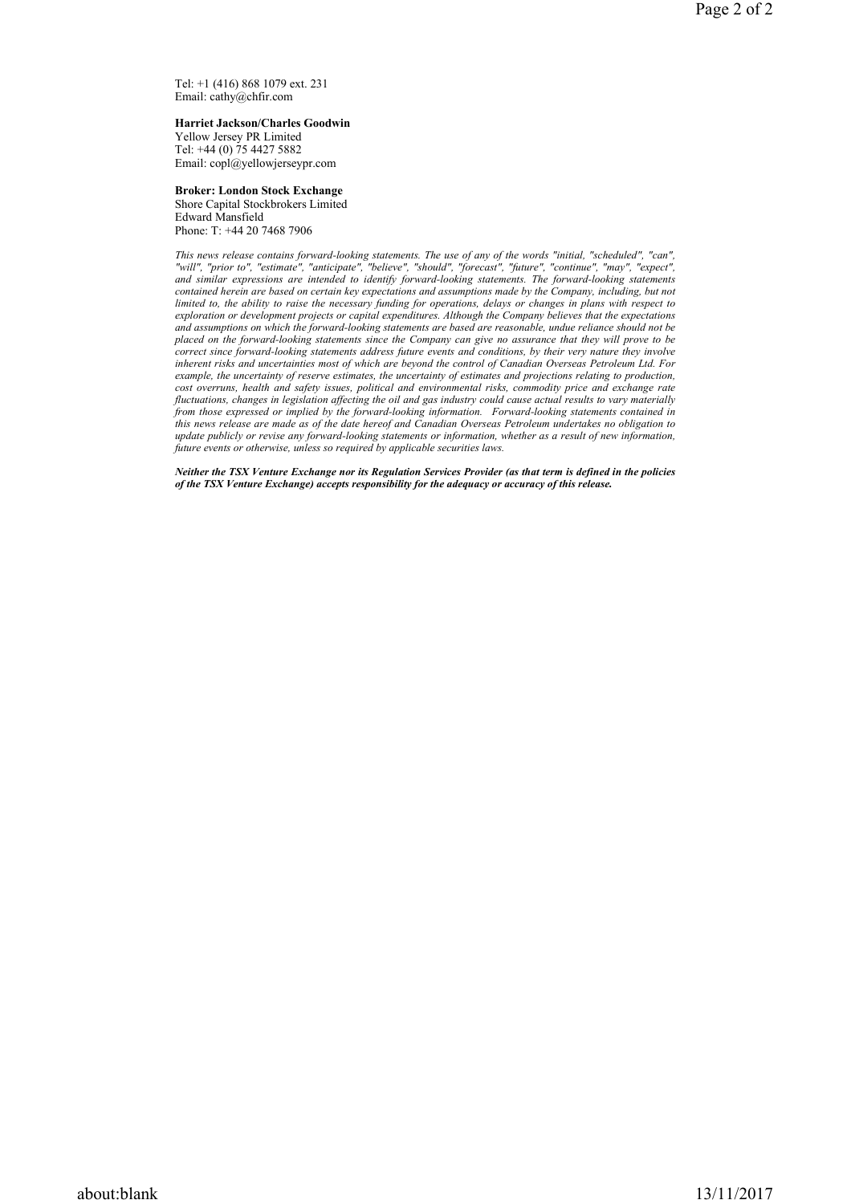Tel: +1 (416) 868 1079 ext. 231
Email: cathy@chfir.com

**Harriet Jackson/Charles Goodwin**
Yellow Jersey PR Limited
Tel: +44 (0) 75 4427 5882
Email: copl@yellowjerseypr.com

**Broker: London Stock Exchange**
Shore Capital Stockbrokers Limited
Edward Mansfield
Phone: T: +44 20 7468 7906

*This news release contains forward-looking statements. The use of any of the words "initial, "scheduled", "can", "will", "prior to", "estimate", "anticipate", "believe", "should", "forecast", "future", "continue", "may", "expect", and similar expressions are intended to identify forward-looking statements. The forward-looking statements contained herein are based on certain key expectations and assumptions made by the Company, including, but not limited to, the ability to raise the necessary funding for operations, delays or changes in plans with respect to exploration or development projects or capital expenditures. Although the Company believes that the expectations and assumptions on which the forward-looking statements are based are reasonable, undue reliance should not be placed on the forward-looking statements since the Company can give no assurance that they will prove to be correct since forward-looking statements address future events and conditions, by their very nature they involve inherent risks and uncertainties most of which are beyond the control of Canadian Overseas Petroleum Ltd. For example, the uncertainty of reserve estimates, the uncertainty of estimates and projections relating to production, cost overruns, health and safety issues, political and environmental risks, commodity price and exchange rate fluctuations, changes in legislation affecting the oil and gas industry could cause actual results to vary materially from those expressed or implied by the forward-looking information. Forward-looking statements contained in this news release are made as of the date hereof and Canadian Overseas Petroleum undertakes no obligation to update publicly or revise any forward-looking statements or information, whether as a result of new information, future events or otherwise, unless so required by applicable securities laws.*

***Neither the TSX Venture Exchange nor its Regulation Services Provider (as that term is defined in the policies of the TSX Venture Exchange) accepts responsibility for the adequacy or accuracy of this release.***